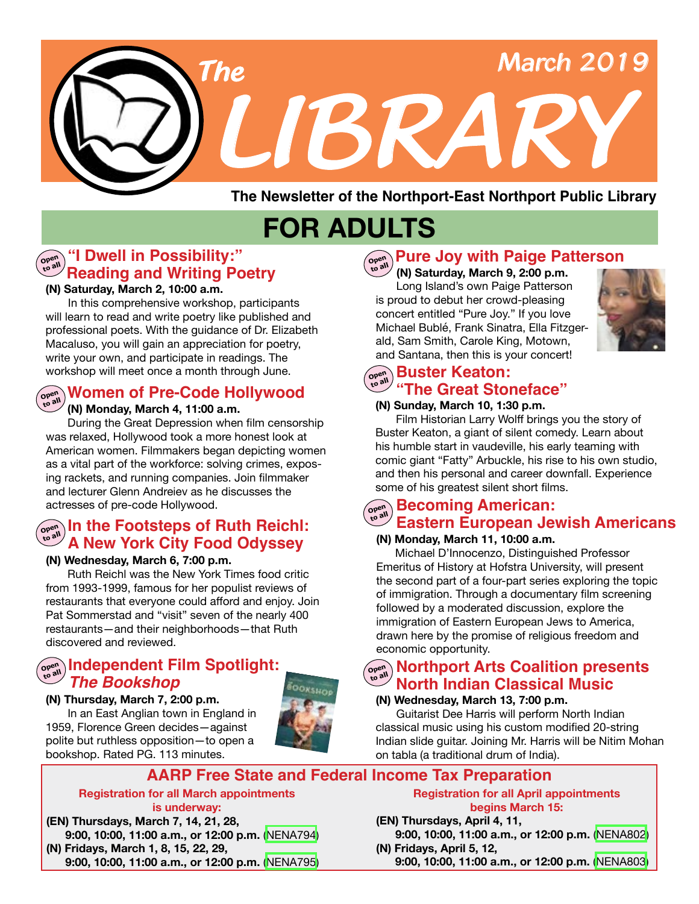# The LIBRARY

March 2019

**The Newsletter of the Northport-East Northport Public Library**

## FOR ADULTS

### "I Dwell in Possibility:" Reading and Writing Poetry

Open to all

**(N) Saturday, March 2, 10:00 a.m.**

In this comprehensive workshop, participants will learn to read and write poetry like published and professional poets. With the guidance of Dr. Elizabeth Macaluso, you will gain an appreciation for poetry, write your own, and participate in readings. The workshop will meet once a month through June.

### Women of Pre-Code Hollywood

Open to all

**(N) Monday, March 4, 11:00 a.m.**

During the Great Depression when film censorship was relaxed, Hollywood took a more honest look at American women. Filmmakers began depicting women as a vital part of the workforce: solving crimes, exposing rackets, and running companies. Join filmmaker and lecturer Glenn Andreiev as he discusses the actresses of pre-code Hollywood.

### In the Footsteps of Ruth Reichl: A New York City Food Odyssey

Open to all

**(N) Wednesday, March 6, 7:00 p.m.**

Ruth Reichl was the New York Times food critic from 1993-1999, famous for her populist reviews of restaurants that everyone could afford and enjoy. Join Pat Sommerstad and "visit" seven of the nearly 400 restaurants—and their neighborhoods—that Ruth discovered and reviewed.

### Independent Film Spotlight: *The Bookshop*

Open to all

**(N) Thursday, March 7, 2:00 p.m.**

In an East Anglian town in England in 1959, Florence Green decides—against polite but ruthless opposition—to open a bookshop. Rated PG. 113 minutes.

### Pure Joy with Paige Patterson

Open to all

**(N) Saturday, March 9, 2:00 p.m.**

Long Island's own Paige Patterson is proud to debut her crowd-pleasing concert entitled "Pure Joy." If you love Michael Bublé, Frank Sinatra, Ella Fitzgerald, Sam Smith, Carole King, Motown, and Santana, then this is your concert!

### Buster Keaton: "The Great Stoneface"

Open to all

**(N) Sunday, March 10, 1:30 p.m.**

Film Historian Larry Wolff brings you the story of Buster Keaton, a giant of silent comedy. Learn about his humble start in vaudeville, his early teaming with comic giant "Fatty" Arbuckle, his rise to his own studio, and then his personal and career downfall. Experience some of his greatest silent short films.

### Becoming American: Eastern European Jewish Americans

Open to all

**(N) Monday, March 11, 10:00 a.m.**

Michael D'Innocenzo, Distinguished Professor Emeritus of History at Hofstra University, will present the second part of a four-part series exploring the topic of immigration. Through a documentary film screening followed by a moderated discussion, explore the immigration of Eastern European Jews to America, drawn here by the promise of religious freedom and economic opportunity.

### Northport Arts Coalition presents North Indian Classical Music

Open to all

**(N) Wednesday, March 13, 7:00 p.m.**

Guitarist Dee Harris will perform North Indian classical music using his custom modified 20-string Indian slide guitar. Joining Mr. Harris will be Nitim Mohan on tabla (a traditional drum of India).

### AARP Free State and Federal Income Tax Preparation

**Registration for all March appointments is underway:**

**(EN) Thursdays, March 7, 14, 21, 28,**
**9:00, 10:00, 11:00 a.m., or 12:00 p.m.** (NENA794)

**(N) Fridays, March 1, 8, 15, 22, 29,**
**9:00, 10:00, 11:00 a.m., or 12:00 p.m.** (NENA795)

**Registration for all April appointments begins March 15:**

**(EN) Thursdays, April 4, 11,**
**9:00, 10:00, 11:00 a.m., or 12:00 p.m.** (NENA802)

**(N) Fridays, April 5, 12,**
**9:00, 10:00, 11:00 a.m., or 12:00 p.m.** (NENA803)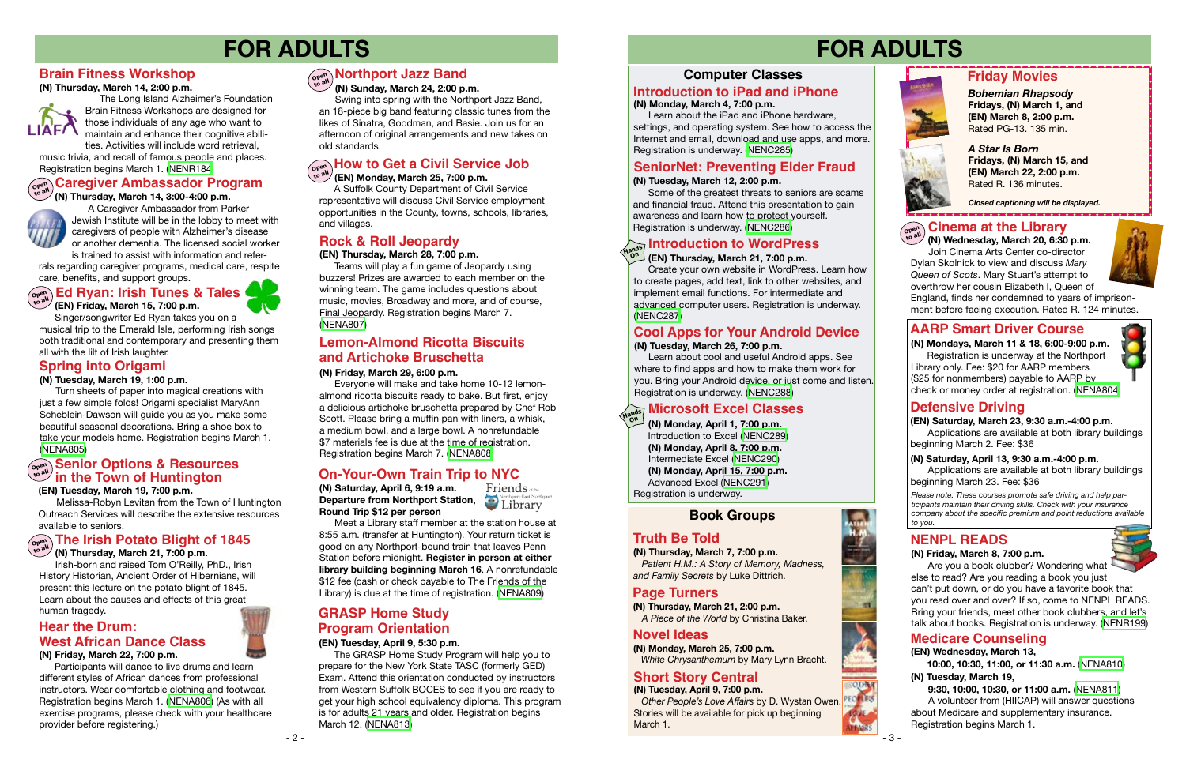# FOR ADULTS

## Brain Fitness Workshop

**(N) Thursday, March 14, 2:00 p.m.**

The Long Island Alzheimer's Foundation Brain Fitness Workshops are designed for those individuals of any age who want to maintain and enhance their cognitive abilities. Activities will include word retrieval, music trivia, and recall of famous people and places. Registration begins March 1. (NENR184)

## Caregiver Ambassador Program

Open to all

**(N) Thursday, March 14, 3:00-4:00 p.m.**

A Caregiver Ambassador from Parker Jewish Institute will be in the lobby to meet with caregivers of people with Alzheimer's disease or another dementia. The licensed social worker is trained to assist with information and referrals regarding caregiver programs, medical care, respite care, benefits, and support groups.

## Ed Ryan: Irish Tunes & Tales

Open to all

**(EN) Friday, March 15, 7:00 p.m.**

Singer/songwriter Ed Ryan takes you on a musical trip to the Emerald Isle, performing Irish songs both traditional and contemporary and presenting them all with the lilt of Irish laughter.

## Spring into Origami

**(N) Tuesday, March 19, 1:00 p.m.**

Turn sheets of paper into magical creations with just a few simple folds! Origami specialist MaryAnn Scheblein-Dawson will guide you as you make some beautiful seasonal decorations. Bring a shoe box to take your models home. Registration begins March 1. (NENA805)

## Senior Options & Resources in the Town of Huntington

Open to all

**(EN) Tuesday, March 19, 7:00 p.m.**

Melissa-Robyn Levitan from the Town of Huntington Outreach Services will describe the extensive resources available to seniors.

## The Irish Potato Blight of 1845

Open to all

**(N) Thursday, March 21, 7:00 p.m.**

Irish-born and raised Tom O'Reilly, PhD., Irish History Historian, Ancient Order of Hibernians, will present this lecture on the potato blight of 1845. Learn about the causes and effects of this great human tragedy.

## Hear the Drum: West African Dance Class

**(N) Friday, March 22, 7:00 p.m.**

Participants will dance to live drums and learn different styles of African dances from professional instructors. Wear comfortable clothing and footwear. Registration begins March 1. (NENA806) (As with all exercise programs, please check with your healthcare provider before registering.)

## Northport Jazz Band

Open to all

**(N) Sunday, March 24, 2:00 p.m.**

Swing into spring with the Northport Jazz Band, an 18-piece big band featuring classic tunes from the likes of Sinatra, Goodman, and Basie. Join us for an afternoon of original arrangements and new takes on old standards.

## How to Get a Civil Service Job

Open to all

**(EN) Monday, March 25, 7:00 p.m.**

A Suffolk County Department of Civil Service representative will discuss Civil Service employment opportunities in the County, towns, schools, libraries, and villages.

## Rock & Roll Jeopardy

**(EN) Thursday, March 28, 7:00 p.m.**

Teams will play a fun game of Jeopardy using buzzers! Prizes are awarded to each member on the winning team. The game includes questions about music, movies, Broadway and more, and of course, Final Jeopardy. Registration begins March 7. (NENA807)

## Lemon-Almond Ricotta Biscuits and Artichoke Bruschetta

**(N) Friday, March 29, 6:00 p.m.**

Everyone will make and take home 10-12 lemon-almond ricotta biscuits ready to bake. But first, enjoy a delicious artichoke bruschetta prepared by Chef Rob Scott. Please bring a muffin pan with liners, a whisk, a medium bowl, and a large bowl. A nonrefundable $7 materials fee is due at the time of registration. Registration begins March 7. (NENA808)

## On-Your-Own Train Trip to NYC

Friends of the Northport-East Northport Library

**(N) Saturday, April 6, 9:19 a.m.**
**Departure from Northport Station, Round Trip $12 per person**

Meet a Library staff member at the station house at 8:55 a.m. (transfer at Huntington). Your return ticket is good on any Northport-bound train that leaves Penn Station before midnight. **Register in person at either library building beginning March 16**. A nonrefundable $12 fee (cash or check payable to The Friends of the Library) is due at the time of registration. (NENA809)

## GRASP Home Study Program Orientation

**(EN) Tuesday, April 9, 5:30 p.m.**

The GRASP Home Study Program will help you to prepare for the New York State TASC (formerly GED) Exam. Attend this orientation conducted by instructors from Western Suffolk BOCES to see if you are ready to get your high school equivalency diploma. This program is for adults 21 years and older. Registration begins March 12. (NENA813)

# FOR ADULTS

## Computer Classes

### Introduction to iPad and iPhone

**(N) Monday, March 4, 7:00 p.m.**

Learn about the iPad and iPhone hardware, settings, and operating system. See how to access the Internet and email, download and use apps, and more. Registration is underway. (NENC285)

### SeniorNet: Preventing Elder Fraud

**(N) Tuesday, March 12, 2:00 p.m.**

Some of the greatest threats to seniors are scams and financial fraud. Attend this presentation to gain awareness and learn how to protect yourself. Registration is underway. (NENC286)

### Introduction to WordPress

Hands On

**(EN) Thursday, March 21, 7:00 p.m.**

Create your own website in WordPress. Learn how to create pages, add text, link to other websites, and implement email functions. For intermediate and advanced computer users. Registration is underway. (NENC287)

### Cool Apps for Your Android Device

**(N) Tuesday, March 26, 7:00 p.m.**

Learn about cool and useful Android apps. See where to find apps and how to make them work for you. Bring your Android device, or just come and listen. Registration is underway. (NENC288)

### Microsoft Excel Classes

Hands On

**(N) Monday, April 1, 7:00 p.m.**
Introduction to Excel (NENC289)
**(N) Monday, April 8, 7:00 p.m.**
Intermediate Excel (NENC290)
**(N) Monday, April 15, 7:00 p.m.**
Advanced Excel (NENC291)
Registration is underway.

## Book Groups

### Truth Be Told

**(N) Thursday, March 7, 7:00 p.m.**
*Patient H.M.: A Story of Memory, Madness, and Family Secrets* by Luke Dittrich.

### Page Turners

**(N) Thursday, March 21, 2:00 p.m.**
*A Piece of the World* by Christina Baker.

### Novel Ideas

**(N) Monday, March 25, 7:00 p.m.**
*White Chrysanthemum* by Mary Lynn Bracht.

### Short Story Central

**(N) Tuesday, April 9, 7:00 p.m.**
*Other People's Love Affairs* by D. Wystan Owen. Stories will be available for pick up beginning March 1.

## Friday Movies

*Bohemian Rhapsody*
**Fridays, (N) March 1, and (EN) March 8, 2:00 p.m.**
Rated PG-13. 135 min.

*A Star Is Born*
**Fridays, (N) March 15, and (EN) March 22, 2:00 p.m.**
Rated R. 136 minutes.

*Closed captioning will be displayed.*

## Cinema at the Library

Open to all

**(N) Wednesday, March 20, 6:30 p.m.**

Join Cinema Arts Center co-director Dylan Skolnick to view and discuss *Mary Queen of Scots*. Mary Stuart's attempt to overthrow her cousin Elizabeth I, Queen of England, finds her condemned to years of imprisonment before facing execution. Rated R. 124 minutes.

## AARP Smart Driver Course

**(N) Mondays, March 11 & 18, 6:00-9:00 p.m.**

Registration is underway at the Northport Library only. Fee: $20 for AARP members ($25 for nonmembers) payable to AARP by check or money order at registration. (NENA804)

## Defensive Driving

**(EN) Saturday, March 23, 9:30 a.m.-4:00 p.m.**

Applications are available at both library buildings beginning March 2. Fee: $36

**(N) Saturday, April 13, 9:30 a.m.-4:00 p.m.**

Applications are available at both library buildings beginning March 23. Fee: $36

*Please note: These courses promote safe driving and help participants maintain their driving skills. Check with your insurance company about the specific premium and point reductions available to you.*

## NENPL READS

**(N) Friday, March 8, 7:00 p.m.**

Are you a book clubber? Wondering what else to read? Are you reading a book you just can't put down, or do you have a favorite book that you read over and over? If so, come to NENPL READS. Bring your friends, meet other book clubbers, and let's talk about books. Registration is underway. (NENR199)

## Medicare Counseling

**(EN) Wednesday, March 13,**
**10:00, 10:30, 11:00, or 11:30 a.m.** (NENA810)
**(N) Tuesday, March 19,**
**9:30, 10:00, 10:30, or 11:00 a.m.** (NENA811)

A volunteer from (HIICAP) will answer questions about Medicare and supplementary insurance. Registration begins March 1.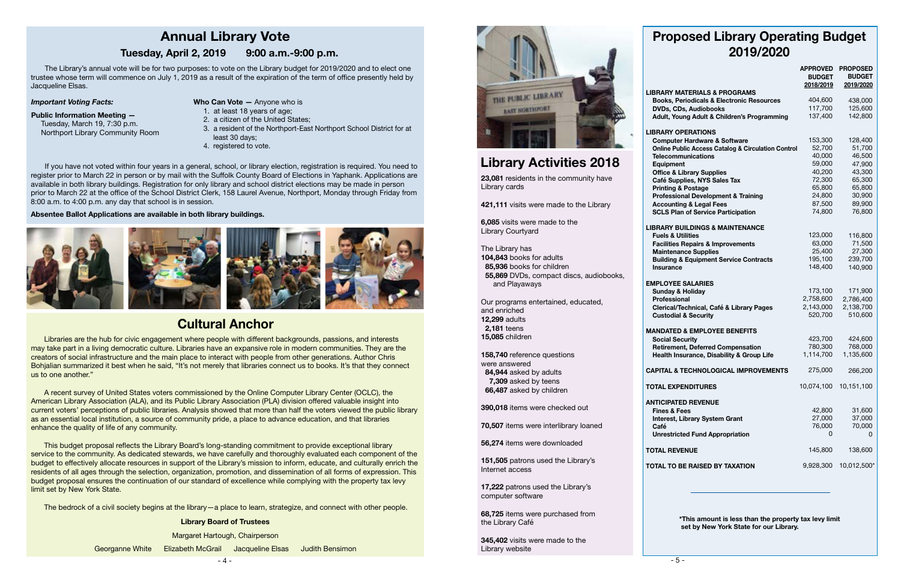# Annual Library Vote

## Tuesday, April 2, 2019 9:00 a.m.-9:00 p.m.

The Library's annual vote will be for two purposes: to vote on the Library budget for 2019/2020 and to elect one trustee whose term will commence on July 1, 2019 as a result of the expiration of the term of office presently held by Jacqueline Elsas.

***Important Voting Facts:***

**Public Information Meeting —**
Tuesday, March 19, 7:30 p.m.
Northport Library Community Room

**Who Can Vote —** Anyone who is

1. at least 18 years of age;
2. a citizen of the United States;
3. a resident of the Northport-East Northport School District for at least 30 days;
4. registered to vote.

If you have not voted within four years in a general, school, or library election, registration is required. You need to register prior to March 22 in person or by mail with the Suffolk County Board of Elections in Yaphank. Applications are available in both library buildings. Registration for only library and school district elections may be made in person prior to March 22 at the office of the School District Clerk, 158 Laurel Avenue, Northport, Monday through Friday from 8:00 a.m. to 4:00 p.m. any day that school is in session.

**Absentee Ballot Applications are available in both library buildings.**

# Cultural Anchor

Libraries are the hub for civic engagement where people with different backgrounds, passions, and interests may take part in a living democratic culture. Libraries have an expansive role in modern communities. They are the creators of social infrastructure and the main place to interact with people from other generations. Author Chris Bohjalian summarized it best when he said, "It's not merely that libraries connect us to books. It's that they connect us to one another."

A recent survey of United States voters commissioned by the Online Computer Library Center (OCLC), the American Library Association (ALA), and its Public Library Association (PLA) division offered valuable insight into current voters' perceptions of public libraries. Analysis showed that more than half the voters viewed the public library as an essential local institution, a source of community pride, a place to advance education, and that libraries enhance the quality of life of any community.

This budget proposal reflects the Library Board's long-standing commitment to provide exceptional library service to the community. As dedicated stewards, we have carefully and thoroughly evaluated each component of the budget to effectively allocate resources in support of the Library's mission to inform, educate, and culturally enrich the residents of all ages through the selection, organization, promotion, and dissemination of all forms of expression. This budget proposal ensures the continuation of our standard of excellence while complying with the property tax levy limit set by New York State.

The bedrock of a civil society begins at the library—a place to learn, strategize, and connect with other people.

**Library Board of Trustees**

Margaret Hartough, Chairperson

Georganne White Elizabeth McGrail Jacqueline Elsas Judith Bensimon

# Library Activities 2018

**23,081** residents in the community have Library cards

**421,111** visits were made to the Library

**6,085** visits were made to the Library Courtyard

The Library has
**104,843** books for adults
**85,936** books for children
**55,869** DVDs, compact discs, audiobooks, and Playaways

Our programs entertained, educated, and enriched
**12,299** adults
**2,181** teens
**15,085** children

**158,740** reference questions were answered
**84,944** asked by adults
**7,309** asked by teens
**66,487** asked by children

**390,018** items were checked out

**70,507** items were interlibrary loaned

**56,274** items were downloaded

**151,505** patrons used the Library's Internet access

**17,222** patrons used the Library's computer software

**68,725** items were purchased from the Library Café

**345,402** visits were made to the Library website

# Proposed Library Operating Budget 2019/2020

| | APPROVED BUDGET 2018/2019 | PROPOSED BUDGET 2019/2020 |
|---|---|---|
| **LIBRARY MATERIALS & PROGRAMS** | | |
| Books, Periodicals & Electronic Resources | 404,600 | 438,000 |
| DVDs, CDs, Audiobooks | 117,700 | 125,600 |
| Adult, Young Adult & Children's Programming | 137,400 | 142,800 |
| **LIBRARY OPERATIONS** | | |
| Computer Hardware & Software | 153,300 | 128,400 |
| Online Public Access Catalog & Circulation Control | 52,700 | 51,700 |
| Telecommunications | 40,000 | 46,500 |
| Equipment | 59,000 | 47,900 |
| Office & Library Supplies | 40,200 | 43,300 |
| Café Supplies, NYS Sales Tax | 72,300 | 65,300 |
| Printing & Postage | 65,800 | 65,800 |
| Professional Development & Training | 24,800 | 30,900 |
| Accounting & Legal Fees | 87,500 | 89,900 |
| SCLS Plan of Service Participation | 74,800 | 76,800 |
| **LIBRARY BUILDINGS & MAINTENANCE** | | |
| Fuels & Utilities | 123,000 | 116,800 |
| Facilities Repairs & Improvements | 63,000 | 71,500 |
| Maintenance Supplies | 25,400 | 27,300 |
| Building & Equipment Service Contracts | 195,100 | 239,700 |
| Insurance | 148,400 | 140,900 |
| **EMPLOYEE SALARIES** | | |
| Sunday & Holiday | 173,100 | 171,900 |
| Professional | 2,758,600 | 2,786,400 |
| Clerical/Technical, Café & Library Pages | 2,143,000 | 2,138,700 |
| Custodial & Security | 520,700 | 510,600 |
| **MANDATED & EMPLOYEE BENEFITS** | | |
| Social Security | 423,700 | 424,600 |
| Retirement, Deferred Compensation | 780,300 | 768,000 |
| Health Insurance, Disability & Group Life | 1,114,700 | 1,135,600 |
| **CAPITAL & TECHNOLOGICAL IMPROVEMENTS** | 275,000 | 266,200 |
| **TOTAL EXPENDITURES** | 10,074,100 | 10,151,100 |
| **ANTICIPATED REVENUE** | | |
| Fines & Fees | 42,800 | 31,600 |
| Interest, Library System Grant | 27,000 | 37,000 |
| Café | 76,000 | 70,000 |
| Unrestricted Fund Appropriation | 0 | 0 |
| **TOTAL REVENUE** | 145,800 | 138,600 |
| **TOTAL TO BE RAISED BY TAXATION** | 9,928,300 | 10,012,500* |

**\*This amount is less than the property tax levy limit set by New York State for our Library.**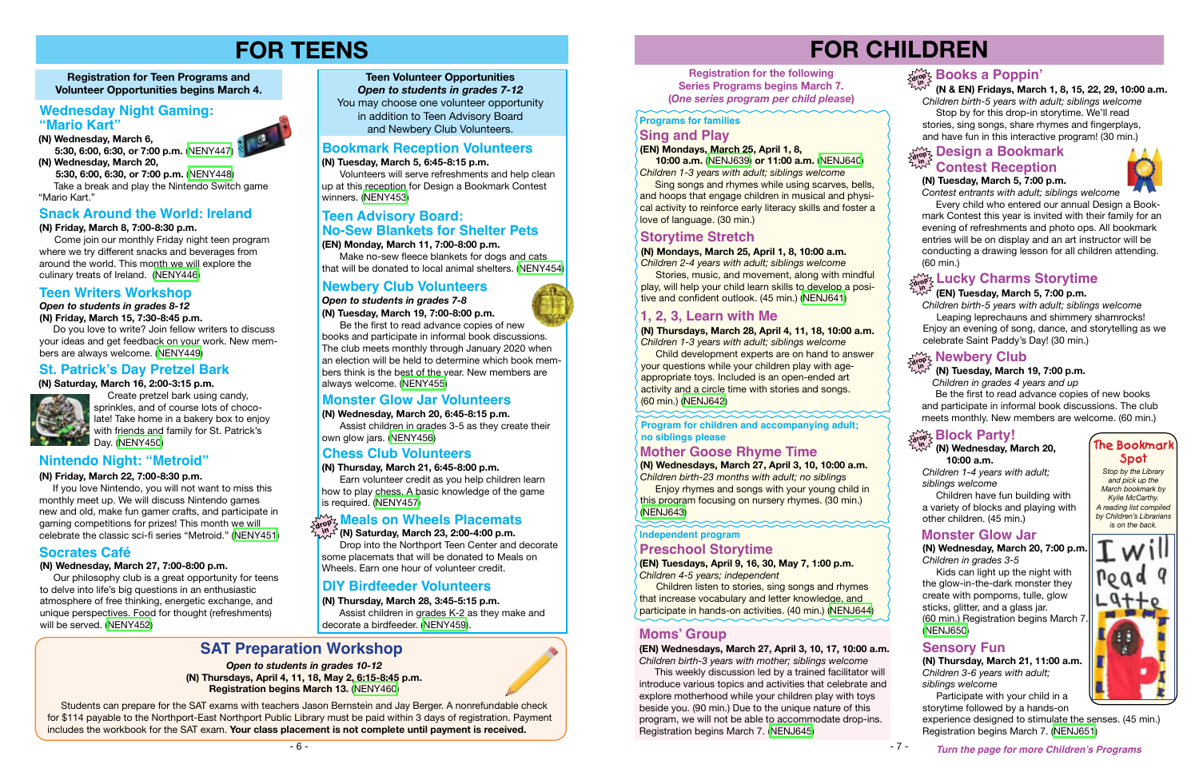# FOR TEENS

**Registration for Teen Programs and Volunteer Opportunities begins March 4.**

## Wednesday Night Gaming: "Mario Kart"

**(N) Wednesday, March 6,**
**5:30, 6:00, 6:30, or 7:00 p.m.** (NENY447)
**(N) Wednesday, March 20,**
**5:30, 6:00, 6:30, or 7:00 p.m.** (NENY448)

Take a break and play the Nintendo Switch game "Mario Kart."

## Snack Around the World: Ireland

**(N) Friday, March 8, 7:00-8:30 p.m.**

Come join our monthly Friday night teen program where we try different snacks and beverages from around the world. This month we will explore the culinary treats of Ireland. (NENY446)

## Teen Writers Workshop

***Open to students in grades 8-12***
**(N) Friday, March 15, 7:30-8:45 p.m.**

Do you love to write? Join fellow writers to discuss your ideas and get feedback on your work. New members are always welcome. (NENY449)

## St. Patrick's Day Pretzel Bark

**(N) Saturday, March 16, 2:00-3:15 p.m.**

Create pretzel bark using candy, sprinkles, and of course lots of chocolate! Take home in a bakery box to enjoy with friends and family for St. Patrick's Day. (NENY450)

## Nintendo Night: "Metroid"

**(N) Friday, March 22, 7:00-8:30 p.m.**

If you love Nintendo, you will not want to miss this monthly meet up. We will discuss Nintendo games new and old, make fun gamer crafts, and participate in gaming competitions for prizes! This month we will celebrate the classic sci-fi series "Metroid." (NENY451)

## Socrates Café

**(N) Wednesday, March 27, 7:00-8:00 p.m.**

Our philosophy club is a great opportunity for teens to delve into life's big questions in an enthusiastic atmosphere of free thinking, energetic exchange, and unique perspectives. Food for thought (refreshments) will be served. (NENY452)

**Teen Volunteer Opportunities**
***Open to students in grades 7-12***
You may choose one volunteer opportunity in addition to Teen Advisory Board and Newbery Club Volunteers.

## Bookmark Reception Volunteers

**(N) Tuesday, March 5, 6:45-8:15 p.m.**

Volunteers will serve refreshments and help clean up at this reception for Design a Bookmark Contest winners. (NENY453)

## Teen Advisory Board: No-Sew Blankets for Shelter Pets

**(EN) Monday, March 11, 7:00-8:00 p.m.**

Make no-sew fleece blankets for dogs and cats that will be donated to local animal shelters. (NENY454)

## Newbery Club Volunteers

***Open to students in grades 7-8***
**(N) Tuesday, March 19, 7:00-8:00 p.m.**

Be the first to read advance copies of new books and participate in informal book discussions. The club meets monthly through January 2020 when an election will be held to determine which book members think is the best of the year. New members are always welcome. (NENY455)

## Monster Glow Jar Volunteers

**(N) Wednesday, March 20, 6:45-8:15 p.m.**

Assist children in grades 3-5 as they create their own glow jars. (NENY456)

## Chess Club Volunteers

**(N) Thursday, March 21, 6:45-8:00 p.m.**

Earn volunteer credit as you help children learn how to play chess. A basic knowledge of the game is required. (NENY457)

## Meals on Wheels Placemats

drop in

**(N) Saturday, March 23, 2:00-4:00 p.m.**

Drop into the Northport Teen Center and decorate some placemats that will be donated to Meals on Wheels. Earn one hour of volunteer credit.

## DIY Birdfeeder Volunteers

**(N) Thursday, March 28, 3:45-5:15 p.m.**

Assist children in grades K-2 as they make and decorate a birdfeeder. (NENY459).

## SAT Preparation Workshop

***Open to students in grades 10-12***
**(N) Thursdays, April 4, 11, 18, May 2, 6:15-8:45 p.m.**
**Registration begins March 13.** (NENY460)

Students can prepare for the SAT exams with teachers Jason Bernstein and Jay Berger. A nonrefundable check for $114 payable to the Northport-East Northport Public Library must be paid within 3 days of registration. Payment includes the workbook for the SAT exam. **Your class placement is not complete until payment is received.**

# FOR CHILDREN

**Registration for the following Series Programs begins March 7. (*One series program per child please*)**

**Programs for families**

## Sing and Play

**(EN) Mondays, March 25, April 1, 8,**
**10:00 a.m.** (NENJ639) **or 11:00 a.m.** (NENJ640)
*Children 1-3 years with adult; siblings welcome*

Sing songs and rhymes while using scarves, bells, and hoops that engage children in musical and physical activity to reinforce early literacy skills and foster a love of language. (30 min.)

## Storytime Stretch

**(N) Mondays, March 25, April 1, 8, 10:00 a.m.**
*Children 2-4 years with adult; siblings welcome*

Stories, music, and movement, along with mindful play, will help your child learn skills to develop a positive and confident outlook. (45 min.) (NENJ641)

## 1, 2, 3, Learn with Me

**(N) Thursdays, March 28, April 4, 11, 18, 10:00 a.m.**
*Children 1-3 years with adult; siblings welcome*

Child development experts are on hand to answer your questions while your children play with age-appropriate toys. Included is an open-ended art activity and a circle time with stories and songs. (60 min.) (NENJ642)

**Program for children and accompanying adult; no siblings please**

## Mother Goose Rhyme Time

**(N) Wednesdays, March 27, April 3, 10, 10:00 a.m.**
*Children birth-23 months with adult; no siblings*

Enjoy rhymes and songs with your young child in this program focusing on nursery rhymes. (30 min.) (NENJ643)

**Independent program**

## Preschool Storytime

**(EN) Tuesdays, April 9, 16, 30, May 7, 1:00 p.m.**
*Children 4-5 years; independent*

Children listen to stories, sing songs and rhymes that increase vocabulary and letter knowledge, and participate in hands-on activities. (40 min.) (NENJ644)

## Moms' Group

**(EN) Wednesdays, March 27, April 3, 10, 17, 10:00 a.m.**
*Children birth-3 years with mother; siblings welcome*

This weekly discussion led by a trained facilitator will introduce various topics and activities that celebrate and explore motherhood while your children play with toys beside you. (90 min.) Due to the unique nature of this program, we will not be able to accommodate drop-ins. Registration begins March 7. (NENJ645)

## Books a Poppin'

drop in

**(N & EN) Fridays, March 1, 8, 15, 22, 29, 10:00 a.m.**
*Children birth-5 years with adult; siblings welcome*

Stop by for this drop-in storytime. We'll read stories, sing songs, share rhymes and fingerplays, and have fun in this interactive program! (30 min.)

## Design a Bookmark Contest Reception

drop in

**(N) Tuesday, March 5, 7:00 p.m.**
*Contest entrants with adult; siblings welcome*

Every child who entered our annual Design a Bookmark Contest this year is invited with their family for an evening of refreshments and photo ops. All bookmark entries will be on display and an art instructor will be conducting a drawing lesson for all children attending. (60 min.)

## Lucky Charms Storytime

drop in

**(EN) Tuesday, March 5, 7:00 p.m.**
*Children birth-5 years with adult; siblings welcome*

Leaping leprechauns and shimmery shamrocks! Enjoy an evening of song, dance, and storytelling as we celebrate Saint Paddy's Day! (30 min.)

## Newbery Club

drop in

**(N) Tuesday, March 19, 7:00 p.m.**
*Children in grades 4 years and up*

Be the first to read advance copies of new books and participate in informal book discussions. The club meets monthly. New members are welcome. (60 min.)

## Block Party!

drop in

**(N) Wednesday, March 20, 10:00 a.m.**
*Children 1-4 years with adult; siblings welcome*

Children have fun building with a variety of blocks and playing with other children. (45 min.)

**The Bookmark Spot**

*Stop by the Library and pick up the March bookmark by Kylie McCarthy. A reading list compiled by Children's Librarians is on the back.*

## Monster Glow Jar

**(N) Wednesday, March 20, 7:00 p.m.**
*Children in grades 3-5*

Kids can light up the night with the glow-in-the-dark monster they create with pompoms, tulle, glow sticks, glitter, and a glass jar. (60 min.) Registration begins March 7. (NENJ650)

## Sensory Fun

**(N) Thursday, March 21, 11:00 a.m.**
*Children 3-6 years with adult; siblings welcome*

Participate with your child in a storytime followed by a hands-on experience designed to stimulate the senses. (45 min.) Registration begins March 7. (NENJ651)

***Turn the page for more Children's Programs***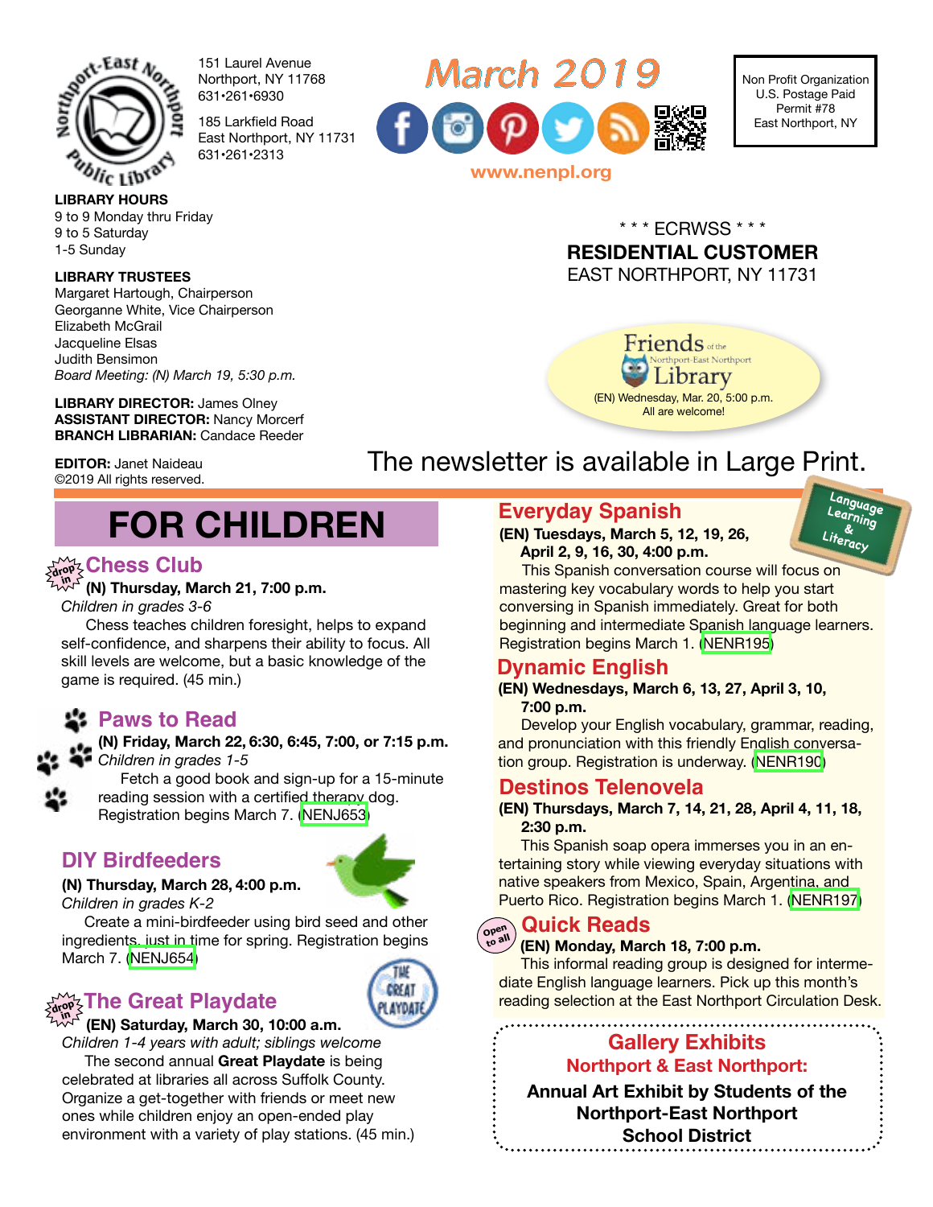151 Laurel Avenue
Northport, NY 11768
631•261•6930

185 Larkfield Road
East Northport, NY 11731
631•261•2313

# March 2019

www.nenpl.org

Non Profit Organization
U.S. Postage Paid
Permit #78
East Northport, NY

**LIBRARY HOURS**
9 to 9 Monday thru Friday
9 to 5 Saturday
1-5 Sunday

**LIBRARY TRUSTEES**
Margaret Hartough, Chairperson
Georganne White, Vice Chairperson
Elizabeth McGrail
Jacqueline Elsas
Judith Bensimon
*Board Meeting: (N) March 19, 5:30 p.m.*

**LIBRARY DIRECTOR:** James Olney
**ASSISTANT DIRECTOR:** Nancy Morcerf
**BRANCH LIBRARIAN:** Candace Reeder

**EDITOR:** Janet Naideau
©2019 All rights reserved.

\* \* \* ECRWSS \* \* \*
**RESIDENTIAL CUSTOMER**
EAST NORTHPORT, NY 11731

Friends of the Northport-East Northport Library
(EN) Wednesday, Mar. 20, 5:00 p.m.
All are welcome!

The newsletter is available in Large Print.

# FOR CHILDREN

## Chess Club

drop in

**(N) Thursday, March 21, 7:00 p.m.**
*Children in grades 3-6*

Chess teaches children foresight, helps to expand self-confidence, and sharpens their ability to focus. All skill levels are welcome, but a basic knowledge of the game is required. (45 min.)

## Paws to Read

**(N) Friday, March 22, 6:30, 6:45, 7:00, or 7:15 p.m.**
*Children in grades 1-5*

Fetch a good book and sign-up for a 15-minute reading session with a certified therapy dog. Registration begins March 7. (NENJ653)

## DIY Birdfeeders

**(N) Thursday, March 28, 4:00 p.m.**
*Children in grades K-2*

Create a mini-birdfeeder using bird seed and other ingredients, just in time for spring. Registration begins March 7. (NENJ654)

## The Great Playdate

drop in

**(EN) Saturday, March 30, 10:00 a.m.**
*Children 1-4 years with adult; siblings welcome*

The second annual **Great Playdate** is being celebrated at libraries all across Suffolk County. Organize a get-together with friends or meet new ones while children enjoy an open-ended play environment with a variety of play stations. (45 min.)

Language Learning & Literacy

## Everyday Spanish

**(EN) Tuesdays, March 5, 12, 19, 26, April 2, 9, 16, 30, 4:00 p.m.**

This Spanish conversation course will focus on mastering key vocabulary words to help you start conversing in Spanish immediately. Great for both beginning and intermediate Spanish language learners. Registration begins March 1. (NENR195)

## Dynamic English

**(EN) Wednesdays, March 6, 13, 27, April 3, 10, 7:00 p.m.**

Develop your English vocabulary, grammar, reading, and pronunciation with this friendly English conversation group. Registration is underway. (NENR190)

## Destinos Telenovela

**(EN) Thursdays, March 7, 14, 21, 28, April 4, 11, 18, 2:30 p.m.**

This Spanish soap opera immerses you in an entertaining story while viewing everyday situations with native speakers from Mexico, Spain, Argentina, and Puerto Rico. Registration begins March 1. (NENR197)

## Quick Reads

Open to all

**(EN) Monday, March 18, 7:00 p.m.**

This informal reading group is designed for intermediate English language learners. Pick up this month's reading selection at the East Northport Circulation Desk.

## Gallery Exhibits

### Northport & East Northport:

**Annual Art Exhibit by Students of the Northport-East Northport School District**